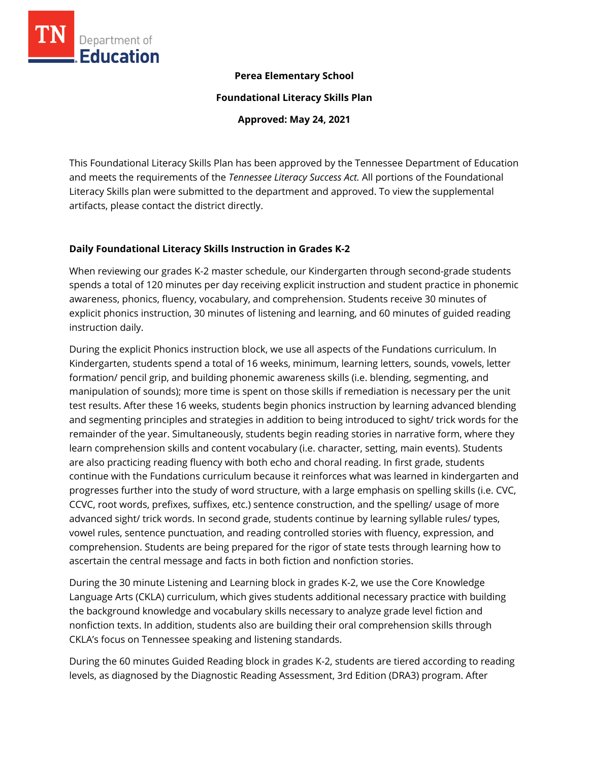**Perea Elementary School**

**Foundational Literacy Skills Plan**

**Approved: May 24, 2021**

This Foundational Literacy Skills Plan has been approved by the Tennessee Department of Education and meets the requirements of the *Tennessee Literacy Success Act.* All portions of the Foundational Literacy Skills plan were submitted to the department and approved. To view the supplemental artifacts, please contact the district directly.

## Daily Foundational Literacy Skills Instruction in Grades K-2

When reviewing our grades K-2 master schedule, our Kindergarten through second-grade students spends a total of 120 minutes per day receiving explicit instruction and student practice in phonemic awareness, phonics, fluency, vocabulary, and comprehension. Students receive 30 minutes of explicit phonics instruction, 30 minutes of listening and learning, and 60 minutes of guided reading instruction daily.

During the explicit Phonics instruction block, we use all aspects of the Fundations curriculum. In Kindergarten, students spend a total of 16 weeks, minimum, learning letters, sounds, vowels, letter formation/ pencil grip, and building phonemic awareness skills (i.e. blending, segmenting, and manipulation of sounds); more time is spent on those skills if remediation is necessary per the unit test results. After these 16 weeks, students begin phonics instruction by learning advanced blending and segmenting principles and strategies in addition to being introduced to sight/ trick words for the remainder of the year. Simultaneously, students begin reading stories in narrative form, where they learn comprehension skills and content vocabulary (i.e. character, setting, main events). Students are also practicing reading fluency with both echo and choral reading. In first grade, students continue with the Fundations curriculum because it reinforces what was learned in kindergarten and progresses further into the study of word structure, with a large emphasis on spelling skills (i.e. CVC, CCVC, root words, prefixes, suffixes, etc.) sentence construction, and the spelling/ usage of more advanced sight/ trick words. In second grade, students continue by learning syllable rules/ types, vowel rules, sentence punctuation, and reading controlled stories with fluency, expression, and comprehension. Students are being prepared for the rigor of state tests through learning how to ascertain the central message and facts in both fiction and nonfiction stories.

During the 30 minute Listening and Learning block in grades K-2, we use the Core Knowledge Language Arts (CKLA) curriculum, which gives students additional necessary practice with building the background knowledge and vocabulary skills necessary to analyze grade level fiction and nonfiction texts. In addition, students also are building their oral comprehension skills through CKLA's focus on Tennessee speaking and listening standards.

During the 60 minutes Guided Reading block in grades K-2, students are tiered according to reading levels, as diagnosed by the Diagnostic Reading Assessment, 3rd Edition (DRA3) program. After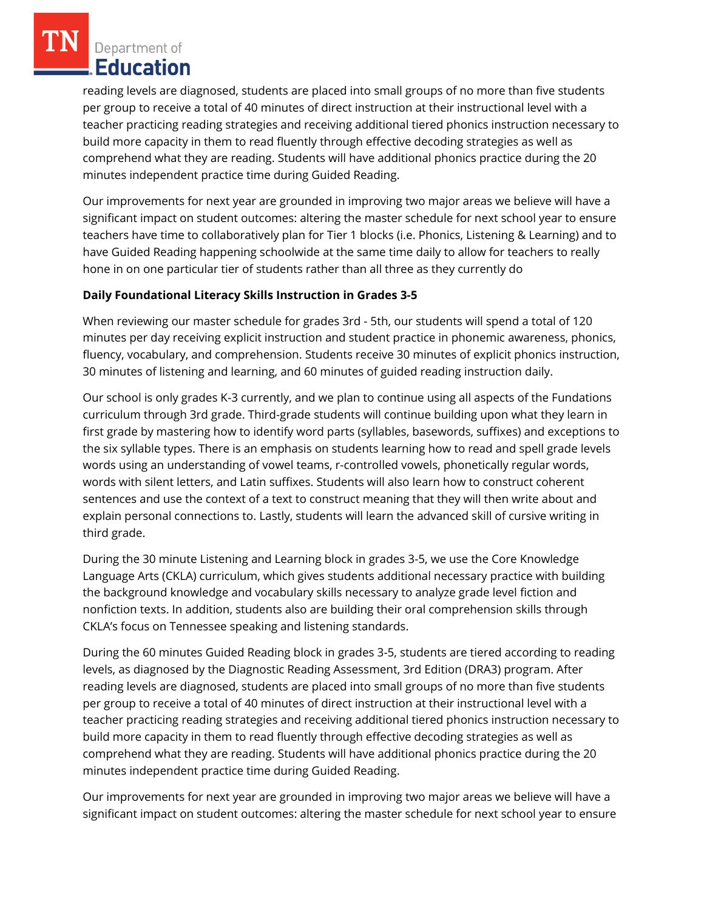reading levels are diagnosed, students are placed into small groups of no more than five students per group to receive a total of 40 minutes of direct instruction at their instructional level with a teacher practicing reading strategies and receiving additional tiered phonics instruction necessary to build more capacity in them to read fluently through effective decoding strategies as well as comprehend what they are reading. Students will have additional phonics practice during the 20 minutes independent practice time during Guided Reading.

Our improvements for next year are grounded in improving two major areas we believe will have a significant impact on student outcomes: altering the master schedule for next school year to ensure teachers have time to collaboratively plan for Tier 1 blocks (i.e. Phonics, Listening & Learning) and to have Guided Reading happening schoolwide at the same time daily to allow for teachers to really hone in on one particular tier of students rather than all three as they currently do

**Daily Foundational Literacy Skills Instruction in Grades 3-5**

When reviewing our master schedule for grades 3rd - 5th, our students will spend a total of 120 minutes per day receiving explicit instruction and student practice in phonemic awareness, phonics, fluency, vocabulary, and comprehension. Students receive 30 minutes of explicit phonics instruction, 30 minutes of listening and learning, and 60 minutes of guided reading instruction daily.

Our school is only grades K-3 currently, and we plan to continue using all aspects of the Fundations curriculum through 3rd grade. Third-grade students will continue building upon what they learn in first grade by mastering how to identify word parts (syllables, basewords, suffixes) and exceptions to the six syllable types. There is an emphasis on students learning how to read and spell grade levels words using an understanding of vowel teams, r-controlled vowels, phonetically regular words, words with silent letters, and Latin suffixes. Students will also learn how to construct coherent sentences and use the context of a text to construct meaning that they will then write about and explain personal connections to. Lastly, students will learn the advanced skill of cursive writing in third grade.

During the 30 minute Listening and Learning block in grades 3-5, we use the Core Knowledge Language Arts (CKLA) curriculum, which gives students additional necessary practice with building the background knowledge and vocabulary skills necessary to analyze grade level fiction and nonfiction texts. In addition, students also are building their oral comprehension skills through CKLA's focus on Tennessee speaking and listening standards.

During the 60 minutes Guided Reading block in grades 3-5, students are tiered according to reading levels, as diagnosed by the Diagnostic Reading Assessment, 3rd Edition (DRA3) program. After reading levels are diagnosed, students are placed into small groups of no more than five students per group to receive a total of 40 minutes of direct instruction at their instructional level with a teacher practicing reading strategies and receiving additional tiered phonics instruction necessary to build more capacity in them to read fluently through effective decoding strategies as well as comprehend what they are reading. Students will have additional phonics practice during the 20 minutes independent practice time during Guided Reading.

Our improvements for next year are grounded in improving two major areas we believe will have a significant impact on student outcomes: altering the master schedule for next school year to ensure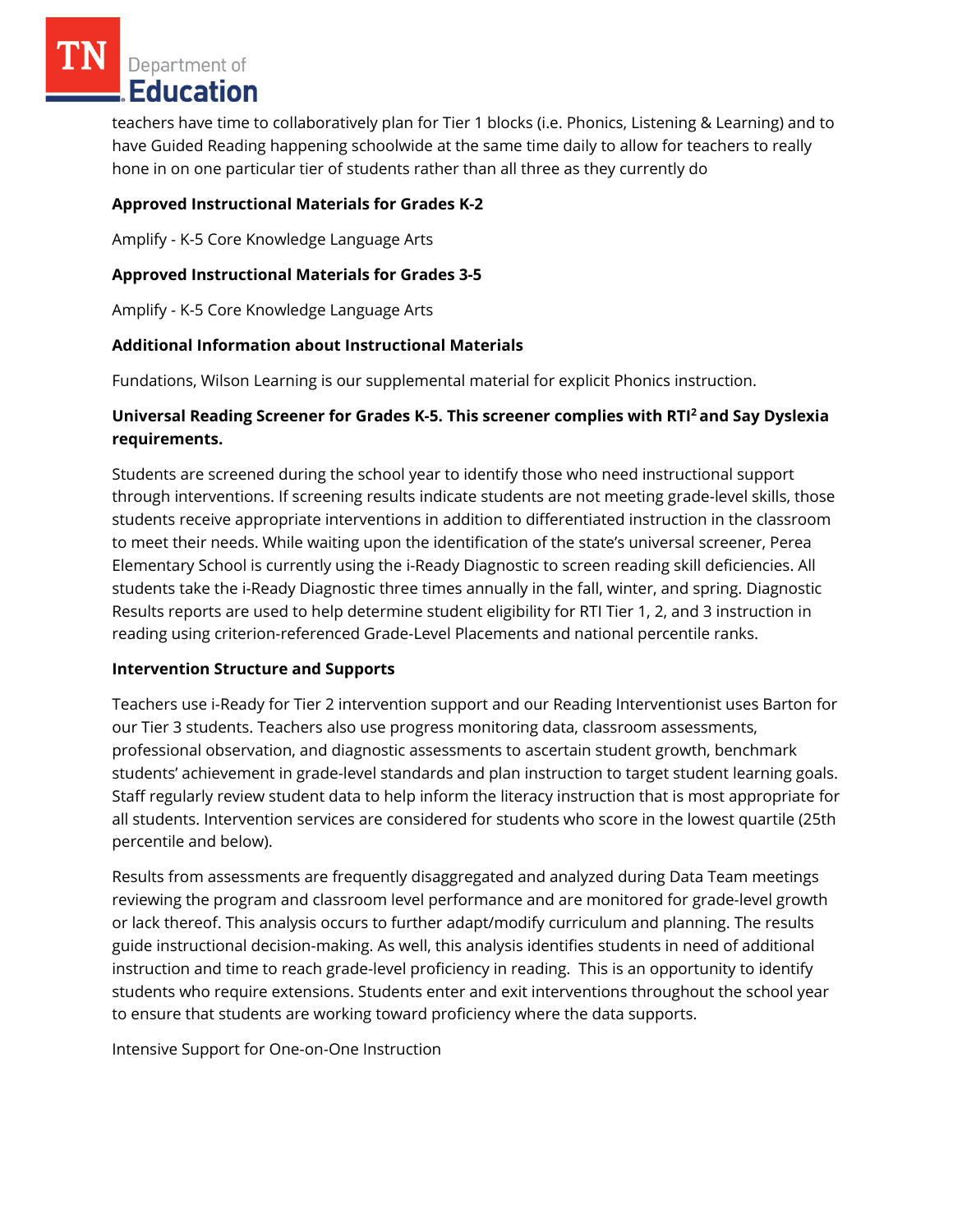teachers have time to collaboratively plan for Tier 1 blocks (i.e. Phonics, Listening & Learning) and to have Guided Reading happening schoolwide at the same time daily to allow for teachers to really hone in on one particular tier of students rather than all three as they currently do

**Approved Instructional Materials for Grades K-2**

Amplify - K-5 Core Knowledge Language Arts

**Approved Instructional Materials for Grades 3-5**

Amplify - K-5 Core Knowledge Language Arts

**Additional Information about Instructional Materials**

Fundations, Wilson Learning is our supplemental material for explicit Phonics instruction.

**Universal Reading Screener for Grades K-5. This screener complies with RTI² and Say Dyslexia requirements.**

Students are screened during the school year to identify those who need instructional support through interventions. If screening results indicate students are not meeting grade-level skills, those students receive appropriate interventions in addition to differentiated instruction in the classroom to meet their needs. While waiting upon the identification of the state's universal screener, Perea Elementary School is currently using the i-Ready Diagnostic to screen reading skill deficiencies. All students take the i-Ready Diagnostic three times annually in the fall, winter, and spring. Diagnostic Results reports are used to help determine student eligibility for RTI Tier 1, 2, and 3 instruction in reading using criterion-referenced Grade-Level Placements and national percentile ranks.

**Intervention Structure and Supports**

Teachers use i-Ready for Tier 2 intervention support and our Reading Interventionist uses Barton for our Tier 3 students. Teachers also use progress monitoring data, classroom assessments, professional observation, and diagnostic assessments to ascertain student growth, benchmark students' achievement in grade-level standards and plan instruction to target student learning goals. Staff regularly review student data to help inform the literacy instruction that is most appropriate for all students. Intervention services are considered for students who score in the lowest quartile (25th percentile and below).

Results from assessments are frequently disaggregated and analyzed during Data Team meetings reviewing the program and classroom level performance and are monitored for grade-level growth or lack thereof. This analysis occurs to further adapt/modify curriculum and planning. The results guide instructional decision-making. As well, this analysis identifies students in need of additional instruction and time to reach grade-level proficiency in reading. This is an opportunity to identify students who require extensions. Students enter and exit interventions throughout the school year to ensure that students are working toward proficiency where the data supports.

Intensive Support for One-on-One Instruction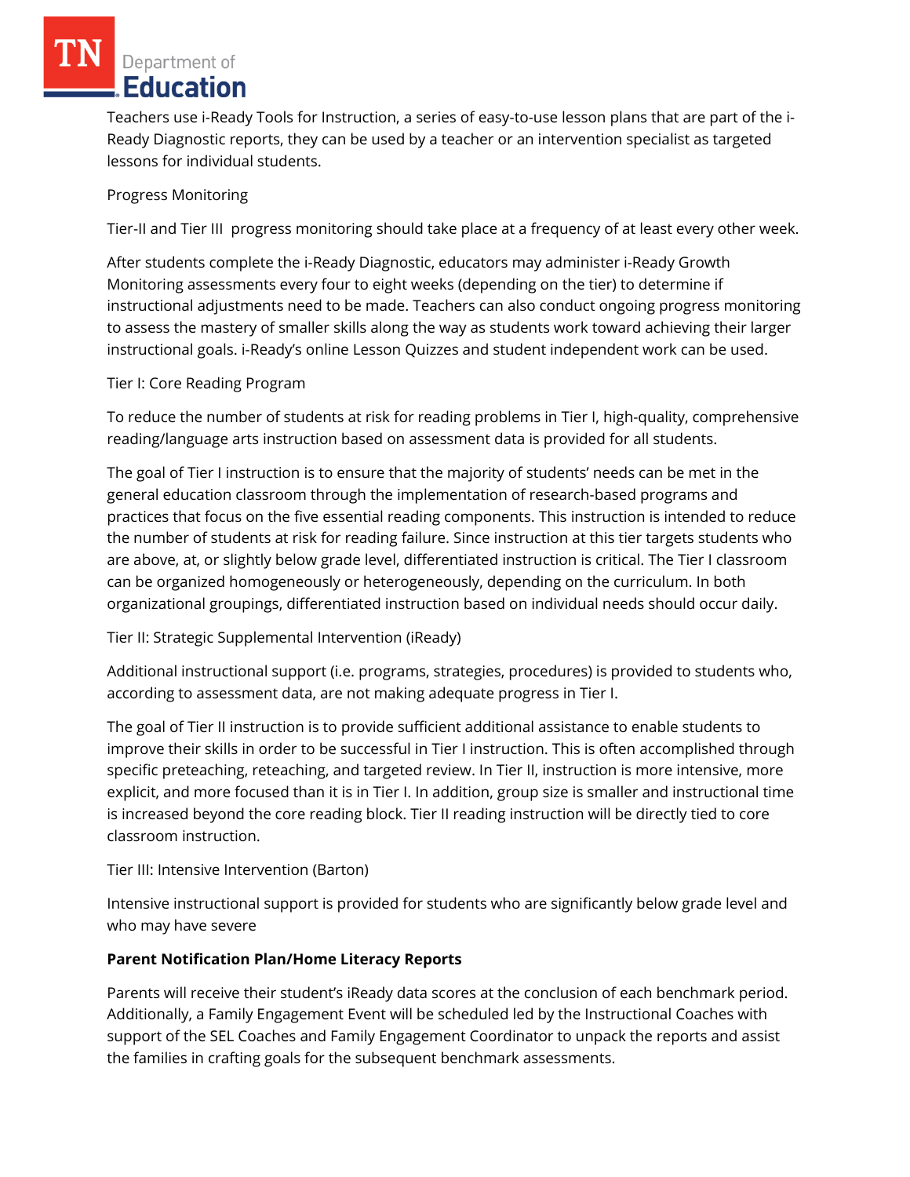Teachers use i-Ready Tools for Instruction, a series of easy-to-use lesson plans that are part of the i-Ready Diagnostic reports, they can be used by a teacher or an intervention specialist as targeted lessons for individual students.

Progress Monitoring

Tier-II and Tier III progress monitoring should take place at a frequency of at least every other week.

After students complete the i-Ready Diagnostic, educators may administer i-Ready Growth Monitoring assessments every four to eight weeks (depending on the tier) to determine if instructional adjustments need to be made. Teachers can also conduct ongoing progress monitoring to assess the mastery of smaller skills along the way as students work toward achieving their larger instructional goals. i-Ready's online Lesson Quizzes and student independent work can be used.

Tier I: Core Reading Program

To reduce the number of students at risk for reading problems in Tier I, high-quality, comprehensive reading/language arts instruction based on assessment data is provided for all students.

The goal of Tier I instruction is to ensure that the majority of students' needs can be met in the general education classroom through the implementation of research-based programs and practices that focus on the five essential reading components. This instruction is intended to reduce the number of students at risk for reading failure. Since instruction at this tier targets students who are above, at, or slightly below grade level, differentiated instruction is critical. The Tier I classroom can be organized homogeneously or heterogeneously, depending on the curriculum. In both organizational groupings, differentiated instruction based on individual needs should occur daily.

Tier II: Strategic Supplemental Intervention (iReady)

Additional instructional support (i.e. programs, strategies, procedures) is provided to students who, according to assessment data, are not making adequate progress in Tier I.

The goal of Tier II instruction is to provide sufficient additional assistance to enable students to improve their skills in order to be successful in Tier I instruction. This is often accomplished through specific preteaching, reteaching, and targeted review. In Tier II, instruction is more intensive, more explicit, and more focused than it is in Tier I. In addition, group size is smaller and instructional time is increased beyond the core reading block. Tier II reading instruction will be directly tied to core classroom instruction.

Tier III: Intensive Intervention (Barton)

Intensive instructional support is provided for students who are significantly below grade level and who may have severe

**Parent Notification Plan/Home Literacy Reports**

Parents will receive their student's iReady data scores at the conclusion of each benchmark period. Additionally, a Family Engagement Event will be scheduled led by the Instructional Coaches with support of the SEL Coaches and Family Engagement Coordinator to unpack the reports and assist the families in crafting goals for the subsequent benchmark assessments.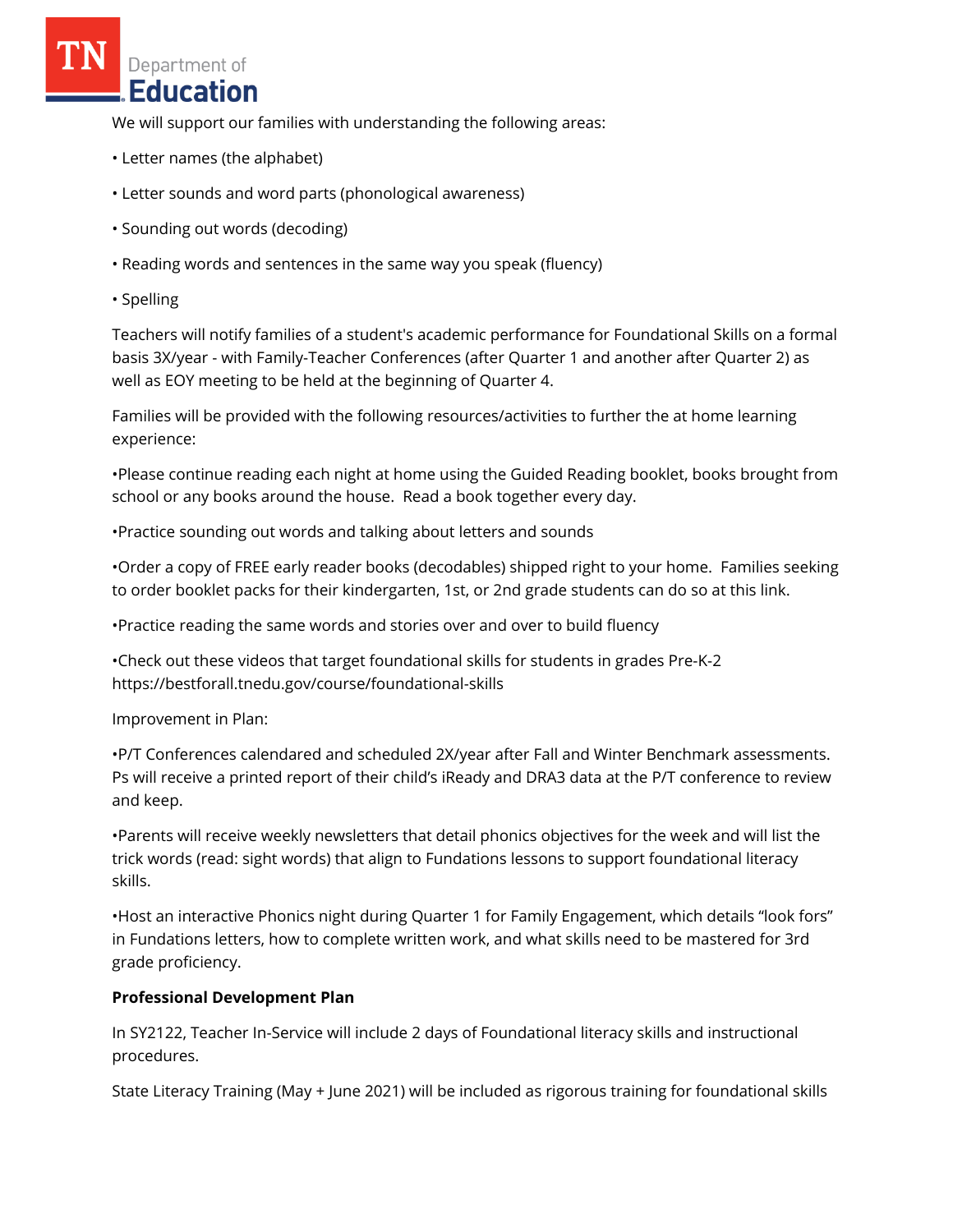We will support our families with understanding the following areas:

• Letter names (the alphabet)

• Letter sounds and word parts (phonological awareness)

• Sounding out words (decoding)

• Reading words and sentences in the same way you speak (fluency)

• Spelling

Teachers will notify families of a student's academic performance for Foundational Skills on a formal basis 3X/year - with Family-Teacher Conferences (after Quarter 1 and another after Quarter 2) as well as EOY meeting to be held at the beginning of Quarter 4.

Families will be provided with the following resources/activities to further the at home learning experience:

•Please continue reading each night at home using the Guided Reading booklet, books brought from school or any books around the house. Read a book together every day.

•Practice sounding out words and talking about letters and sounds

•Order a copy of FREE early reader books (decodables) shipped right to your home. Families seeking to order booklet packs for their kindergarten, 1st, or 2nd grade students can do so at this link.

•Practice reading the same words and stories over and over to build fluency

•Check out these videos that target foundational skills for students in grades Pre-K-2 https://bestforall.tnedu.gov/course/foundational-skills

Improvement in Plan:

•P/T Conferences calendared and scheduled 2X/year after Fall and Winter Benchmark assessments. Ps will receive a printed report of their child's iReady and DRA3 data at the P/T conference to review and keep.

•Parents will receive weekly newsletters that detail phonics objectives for the week and will list the trick words (read: sight words) that align to Fundations lessons to support foundational literacy skills.

•Host an interactive Phonics night during Quarter 1 for Family Engagement, which details "look fors" in Fundations letters, how to complete written work, and what skills need to be mastered for 3rd grade proficiency.

**Professional Development Plan**

In SY2122, Teacher In-Service will include 2 days of Foundational literacy skills and instructional procedures.

State Literacy Training (May + June 2021) will be included as rigorous training for foundational skills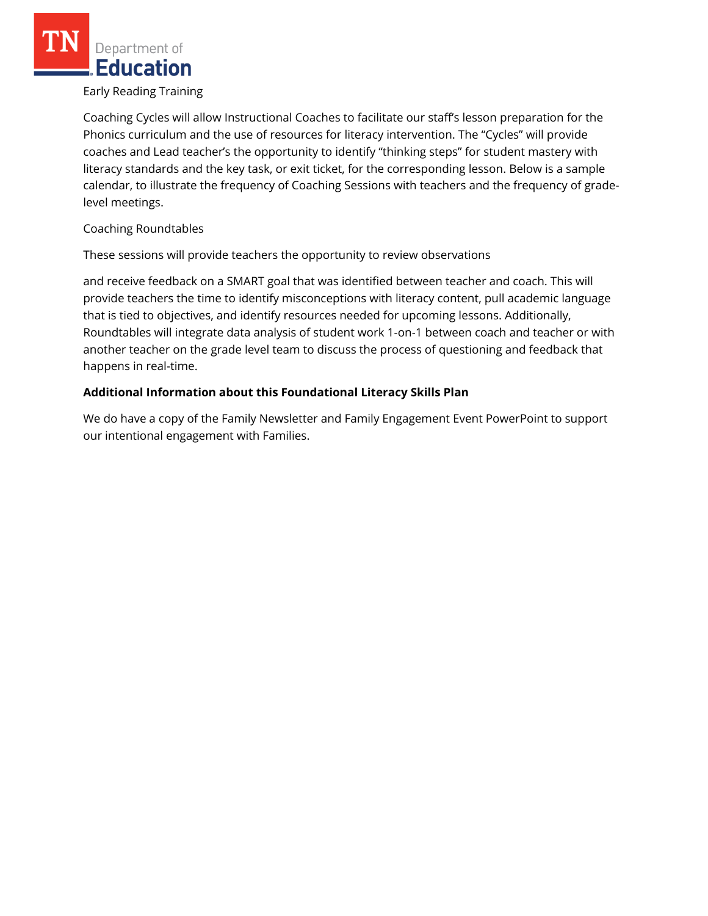Early Reading Training

Coaching Cycles will allow Instructional Coaches to facilitate our staff's lesson preparation for the Phonics curriculum and the use of resources for literacy intervention. The "Cycles" will provide coaches and Lead teacher's the opportunity to identify "thinking steps" for student mastery with literacy standards and the key task, or exit ticket, for the corresponding lesson. Below is a sample calendar, to illustrate the frequency of Coaching Sessions with teachers and the frequency of grade-level meetings.

Coaching Roundtables

These sessions will provide teachers the opportunity to review observations

and receive feedback on a SMART goal that was identified between teacher and coach. This will provide teachers the time to identify misconceptions with literacy content, pull academic language that is tied to objectives, and identify resources needed for upcoming lessons. Additionally, Roundtables will integrate data analysis of student work 1-on-1 between coach and teacher or with another teacher on the grade level team to discuss the process of questioning and feedback that happens in real-time.

**Additional Information about this Foundational Literacy Skills Plan**

We do have a copy of the Family Newsletter and Family Engagement Event PowerPoint to support our intentional engagement with Families.